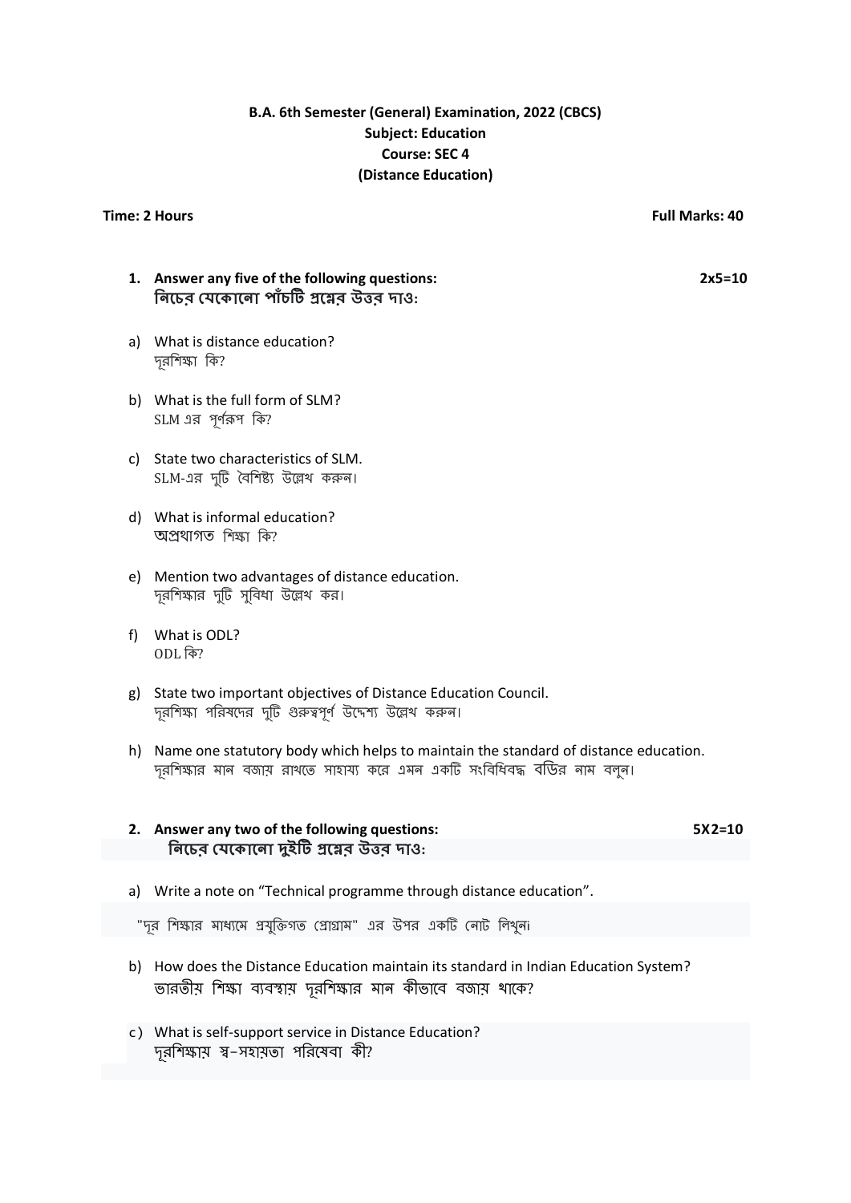**B.A. 6th Semester (General) Examination, 2022 (CBCS)**
**Subject: Education**
**Course: SEC 4**
**(Distance Education)**

**Time: 2 Hours** **Full Marks: 40**

**1. Answer any five of the following questions:** **2x5=10**
**নিচের যেকোনো পাঁচটি প্রশ্নের উত্তর দাও:**

a) What is distance education?
দূরশিক্ষা কি?

b) What is the full form of SLM?
SLM এর পূর্ণরূপ কি?

c) State two characteristics of SLM.
SLM-এর দুটি বৈশিষ্ট্য উল্লেখ করুন।

d) What is informal education?
অপ্রথাগত শিক্ষা কি?

e) Mention two advantages of distance education.
দূরশিক্ষার দুটি সুবিধা উল্লেখ কর।

f) What is ODL?
ODL কি?

g) State two important objectives of Distance Education Council.
দূরশিক্ষা পরিষদের দুটি গুরুত্বপূর্ণ উদ্দেশ্য উল্লেখ করুন।

h) Name one statutory body which helps to maintain the standard of distance education.
দূরশিক্ষার মান বজায় রাখতে সাহায্য করে এমন একটি সংবিধিবদ্ধ বডির নাম বলুন।

**2. Answer any two of the following questions:** **5X2=10**
**নিচের যেকোনো দুইটি প্রশ্নের উত্তর দাও:**

a) Write a note on "Technical programme through distance education".
"দূর শিক্ষার মাধ্যমে প্রযুক্তিগত প্রোগ্রাম" এর উপর একটি নোট লিখুন।

b) How does the Distance Education maintain its standard in Indian Education System?
ভারতীয় শিক্ষা ব্যবস্থায় দূরশিক্ষার মান কীভাবে বজায় থাকে?

c) What is self-support service in Distance Education?
দূরশিক্ষায় স্ব-সহায়তা পরিষেবা কী?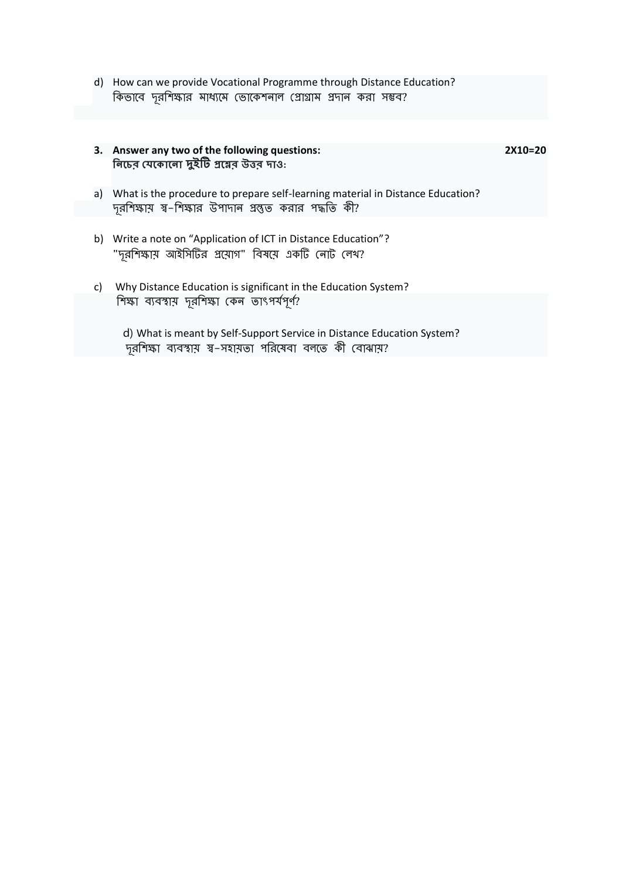d) How can we provide Vocational Programme through Distance Education?
কিভাবে দূরশিক্ষার মাধ্যমে ভোকেশনাল প্রোগ্রাম প্রদান করা সম্ভব?

**3. Answer any two of the following questions:** **2X10=20**
**নিচের যেকোনো দুইটি প্রশ্নের উত্তর দাও:**

a) What is the procedure to prepare self-learning material in Distance Education?
দূরশিক্ষায় স্ব-শিক্ষার উপাদান প্রস্তুত করার পদ্ধতি কী?

b) Write a note on "Application of ICT in Distance Education"?
"দূরশিক্ষায় আইসিটির প্রয়োগ" বিষয়ে একটি নোট লেখ?

c) Why Distance Education is significant in the Education System?
শিক্ষা ব্যবস্থায় দূরশিক্ষা কেন তাৎপর্যপূর্ণ?

d) What is meant by Self-Support Service in Distance Education System?
দূরশিক্ষা ব্যবস্থায় স্ব-সহায়তা পরিষেবা বলতে কী বোঝায়?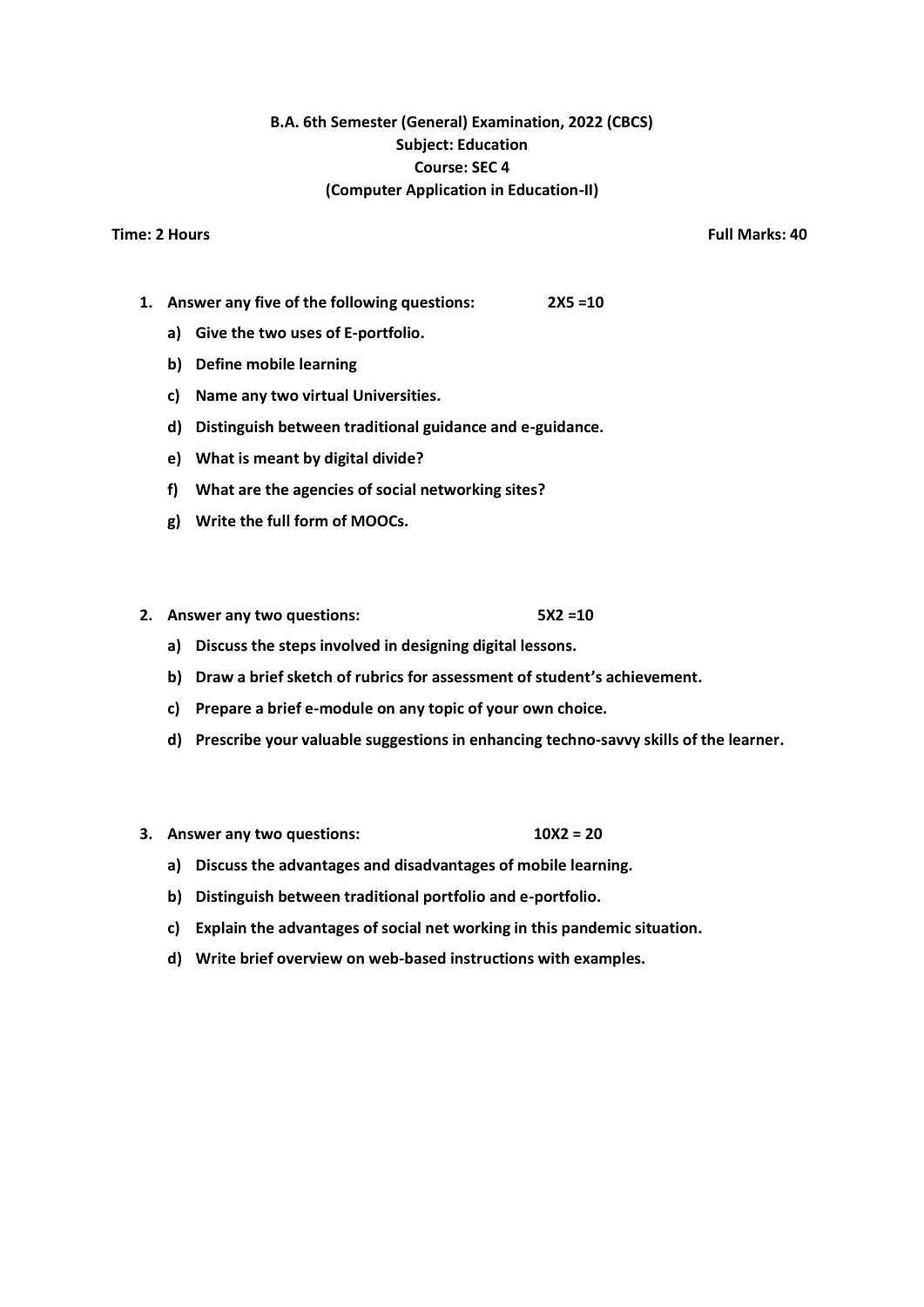**B.A. 6th Semester (General) Examination, 2022 (CBCS)**
**Subject: Education**
**Course: SEC 4**
**(Computer Application in Education-II)**

**Time: 2 Hours** **Full Marks: 40**

1. **Answer any five of the following questions: 2X5 =10**
   a) **Give the two uses of E-portfolio.**
   b) **Define mobile learning**
   c) **Name any two virtual Universities.**
   d) **Distinguish between traditional guidance and e-guidance.**
   e) **What is meant by digital divide?**
   f) **What are the agencies of social networking sites?**
   g) **Write the full form of MOOCs.**

2. **Answer any two questions: 5X2 =10**
   a) **Discuss the steps involved in designing digital lessons.**
   b) **Draw a brief sketch of rubrics for assessment of student's achievement.**
   c) **Prepare a brief e-module on any topic of your own choice.**
   d) **Prescribe your valuable suggestions in enhancing techno-savvy skills of the learner.**

3. **Answer any two questions: 10X2 = 20**
   a) **Discuss the advantages and disadvantages of mobile learning.**
   b) **Distinguish between traditional portfolio and e-portfolio.**
   c) **Explain the advantages of social net working in this pandemic situation.**
   d) **Write brief overview on web-based instructions with examples.**